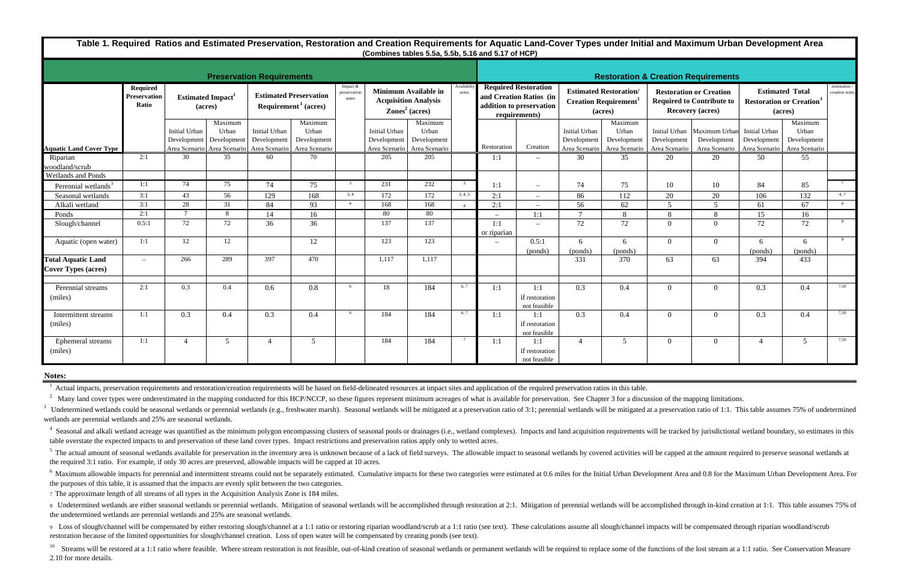# Table 1. Required Ratios and Estimated Preservation, Restoration and Creation Requirements for Aquatic Land-Cover Types under Initial and Maximum Urban Development Area

(Combines tables 5.5a, 5.5b, 5.16 and 5.17 of HCP)

| | Preservation Requirements | | | | | | | | | Restoration & Creation Requirements | | | | | | | | |
|---|---|---|---|---|---|---|---|---|---|---|---|---|---|---|---|---|---|---|
| | Required Preservation Ratio | Estimated Impact[1] (acres) | | Estimated Preservation Requirement[1] (acres) | | Impact & preservation notes | Minimum Available in Acquisition Analysis Zones[2] (acres) | | Availability notes | Required Restoration and Creation Ratios (in addition to preservation requirements) | | Estimated Restoration/ Creation Requirement[1] (acres) | | Restoration or Creation Required to Contribute to Recovery (acres) | | Estimated Total Restoration or Creation[1] (acres) | | restoration / creation notes |
| **Aquatic Land Cover Type** | | Initial Urban Development Area Scenario | Maximum Urban Development Area Scenario | Initial Urban Development Area Scenario | Maximum Urban Development Area Scenario | | Initial Urban Development Area Scenario | Maximum Urban Development Area Scenario | | Restoration | Creation | Initial Urban Development Area Scenario | Maximum Urban Development Area Scenario | Initial Urban Development Area Scenario | Maximum Urban Development Area Scenario | Initial Urban Development Area Scenario | Maximum Urban Development Area Scenario | |
| Riparian woodland/scrub | 2:1 | 30 | 35 | 60 | 70 | | 205 | 205 | | 1:1 | – | 30 | 35 | 20 | 20 | 50 | 55 | |
| Wetlands and Ponds | | | | | | | | | | | | | | | | | | |
| Perennial wetlands[3] | 1:1 | 74 | 75 | 74 | 75 | 3 | 231 | 232 | 3 | 1:1 | – | 74 | 75 | 10 | 10 | 84 | 85 | 7 |
| Seasonal wetlands | 3:1 | 43 | 56 | 129 | 168 | 3, 4 | 172 | 172 | 3, 4, 5 | 2:1 | – | 86 | 112 | 20 | 20 | 106 | 132 | 4, 7 |
| Alkali wetland | 3:1 | 28 | 31 | 84 | 93 | 4 | 168 | 168 | 4 | 2:1 | – | 56 | 62 | 5 | 5 | 61 | 67 | 4 |
| Ponds | 2:1 | 7 | 8 | 14 | 16 | | 80 | 80 | | – | 1:1 | 7 | 8 | 8 | 8 | 15 | 16 | |
| Slough/channel | 0.5:1 | 72 | 72 | 36 | 36 | | 137 | 137 | | 1:1 or riparian | – | 72 | 72 | 0 | 0 | 72 | 72 | 9 |
| Aquatic (open water) | 1:1 | 12 | 12 | | 12 | | 123 | 123 | | – | 0.5:1 (ponds) | 6 (ponds) | 6 (ponds) | 0 | 0 | 6 (ponds) | 6 (ponds) | 9 |
| **Total Aquatic Land Cover Types (acres)** | – | 266 | 289 | 397 | 470 | | 1,117 | 1,117 | | | | 331 | 370 | 63 | 63 | 394 | 433 | |
| Perennial streams (miles) | 2:1 | 0.3 | 0.4 | 0.6 | 0.8 | 6 | 18 | 184 | 6, 7 | 1:1 | 1:1 if restoration not feasible | 0.3 | 0.4 | 0 | 0 | 0.3 | 0.4 | 7,10 |
| Intermittent streams (miles) | 1:1 | 0.3 | 0.4 | 0.3 | 0.4 | 6 | 184 | 184 | 6, 7 | 1:1 | 1:1 if restoration not feasible | 0.3 | 0.4 | 0 | 0 | 0.3 | 0.4 | 7,10 |
| Ephemeral streams (miles) | 1:1 | 4 | 5 | 4 | 5 | | 184 | 184 | 7 | 1:1 | 1:1 if restoration not feasible | 4 | 5 | 0 | 0 | 4 | 5 | 7,10 |

**Notes:**

[1] Actual impacts, preservation requirements and restoration/creation requirements will be based on field-delineated resources at impact sites and application of the required preservation ratios in this table.

[2] Many land cover types were underestimated in the mapping conducted for this HCP/NCCP, so these figures represent minimum acreages of what is available for preservation. See Chapter 3 for a discussion of the mapping limitations.

[3] Undetermined wetlands could be seasonal wetlands or perennial wetlands (e.g., freshwater marsh). Seasonal wetlands will be mitigated at a preservation ratio of 3:1; perennial wetlands will be mitigated at a preservation ratio of 1:1. This table assumes 75% of undetermined wetlands are perennial wetlands and 25% are seasonal wetlands.

[4] Seasonal and alkali wetland acreage was quantified as the minimum polygon encompassing clusters of seasonal pools or drainages (i.e., wetland complexes). Impacts and land acquisition requirements will be tracked by jurisdictional wetland boundary, so estimates in this table overstate the expected impacts to and preservation of these land cover types. Impact restrictions and preservation ratios apply only to wetted acres.

[5] The actual amount of seasonal wetlands available for preservation in the inventory area is unknown because of a lack of field surveys. The allowable impact to seasonal wetlands by covered activities will be capped at the amount required to preserve seasonal wetlands at the required 3:1 ratio. For example, if only 30 acres are preserved, allowable impacts will be capped at 10 acres.

[6] Maximum allowable impacts for perennial and intermittent streams could not be separately estimated. Cumulative impacts for these two categories were estimated at 0.6 miles for the Initial Urban Development Area and 0.8 for the Maximum Urban Development Area. For the purposes of this table, it is assumed that the impacts are evenly split between the two categories.

[7] The approximate length of all streams of all types in the Acquisition Analysis Zone is 184 miles.

[8] Undetermined wetlands are either seasonal wetlands or perennial wetlands. Mitigation of seasonal wetlands will be accomplished through restoration at 2:1. Mitigation of perennial wetlands will be accomplished through in-kind creation at 1:1. This table assumes 75% of the undetermined wetlands are perennial wetlands and 25% are seasonal wetlands.

[9] Loss of slough/channel will be compensated by either restoring slough/channel at a 1:1 ratio or restoring riparian woodland/scrub at a 1:1 ratio (see text). These calculations assume all slough/channel impacts will be compensated through riparian woodland/scrub restoration because of the limited opportunities for slough/channel creation. Loss of open water will be compensated by creating ponds (see text).

[10] Streams will be restored at a 1:1 ratio where feasible. Where stream restoration is not feasible, out-of-kind creation of seasonal wetlands or permanent wetlands will be required to replace some of the functions of the lost stream at a 1:1 ratio. See Conservation Measure 2.10 for more details.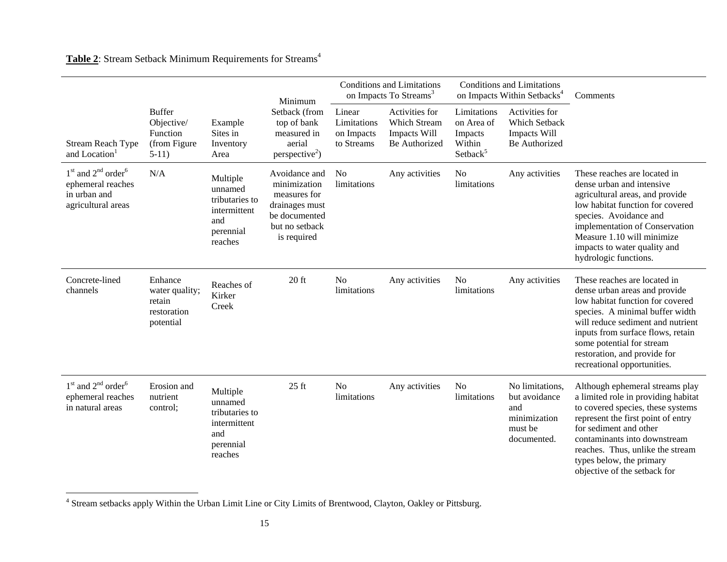**Table 2**: Stream Setback Minimum Requirements for Streams[4]

| Stream Reach Type and Location[1] | Buffer Objective/ Function (from Figure 5-11) | Example Sites in Inventory Area | Minimum Setback (from top of bank measured in aerial perspective[2]) | Conditions and Limitations on Impacts To Streams[3] | | Conditions and Limitations on Impacts Within Setbacks[4] | | Comments |
|---|---|---|---|---|---|---|---|---|
| | | | | Linear Limitations on Impacts to Streams | Activities for Which Stream Impacts Will Be Authorized | Limitations on Area of Impacts Within Setback[5] | Activities for Which Setback Impacts Will Be Authorized | |
| 1st and 2nd order[6] ephemeral reaches in urban and agricultural areas | N/A | Multiple unnamed tributaries to intermittent and perennial reaches | Avoidance and minimization measures for drainages must be documented but no setback is required | No limitations | Any activities | No limitations | Any activities | These reaches are located in dense urban and intensive agricultural areas, and provide low habitat function for covered species. Avoidance and implementation of Conservation Measure 1.10 will minimize impacts to water quality and hydrologic functions. |
| Concrete-lined channels | Enhance water quality; retain restoration potential | Reaches of Kirker Creek | 20 ft | No limitations | Any activities | No limitations | Any activities | These reaches are located in dense urban areas and provide low habitat function for covered species. A minimal buffer width will reduce sediment and nutrient inputs from surface flows, retain some potential for stream restoration, and provide for recreational opportunities. |
| 1st and 2nd order[6] ephemeral reaches in natural areas | Erosion and nutrient control; | Multiple unnamed tributaries to intermittent and perennial reaches | 25 ft | No limitations | Any activities | No limitations | No limitations, but avoidance and minimization must be documented. | Although ephemeral streams play a limited role in providing habitat to covered species, these systems represent the first point of entry for sediment and other contaminants into downstream reaches. Thus, unlike the stream types below, the primary objective of the setback for |

[4] Stream setbacks apply Within the Urban Limit Line or City Limits of Brentwood, Clayton, Oakley or Pittsburg.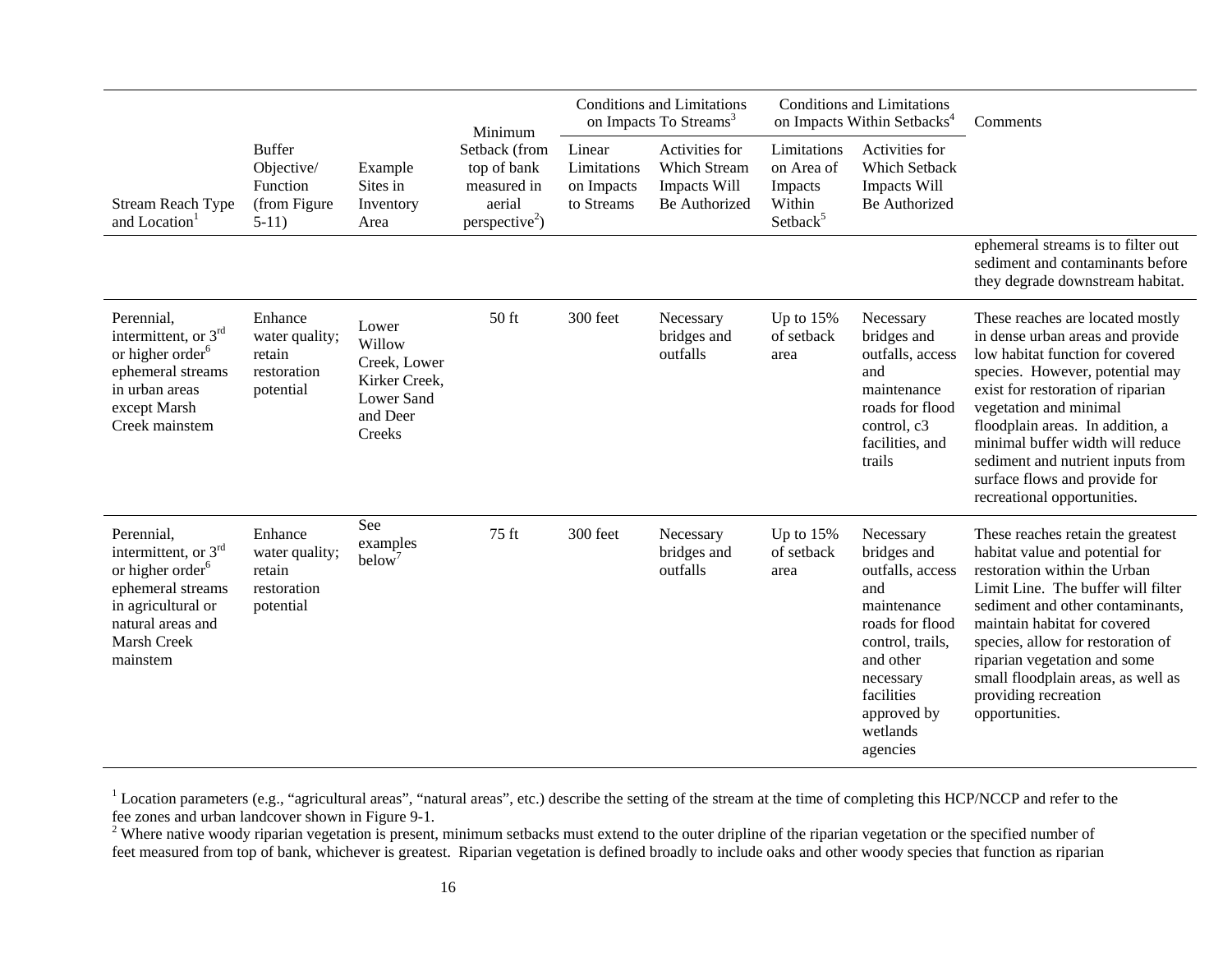| Stream Reach Type and Location[1] | Buffer Objective/ Function (from Figure 5-11) | Example Sites in Inventory Area | Minimum Setback (from top of bank measured in aerial perspective[2]) | Conditions and Limitations on Impacts To Streams[3] | | Conditions and Limitations on Impacts Within Setbacks[4] | | Comments |
|---|---|---|---|---|---|---|---|---|
| | | | | Linear Limitations on Impacts to Streams | Activities for Which Stream Impacts Will Be Authorized | Limitations on Area of Impacts Within Setback[5] | Activities for Which Setback Impacts Will Be Authorized | |
| | | | | | | | | ephemeral streams is to filter out sediment and contaminants before they degrade downstream habitat. |
| Perennial, intermittent, or 3rd or higher order[6] ephemeral streams in urban areas except Marsh Creek mainstem | Enhance water quality; retain restoration potential | Lower Willow Creek, Lower Kirker Creek, Lower Sand and Deer Creeks | 50 ft | 300 feet | Necessary bridges and outfalls | Up to 15% of setback area | Necessary bridges and outfalls, access and maintenance roads for flood control, c3 facilities, and trails | These reaches are located mostly in dense urban areas and provide low habitat function for covered species. However, potential may exist for restoration of riparian vegetation and minimal floodplain areas. In addition, a minimal buffer width will reduce sediment and nutrient inputs from surface flows and provide for recreational opportunities. |
| Perennial, intermittent, or 3rd or higher order[6] ephemeral streams in agricultural or natural areas and Marsh Creek mainstem | Enhance water quality; retain restoration potential | See examples below[7] | 75 ft | 300 feet | Necessary bridges and outfalls | Up to 15% of setback area | Necessary bridges and outfalls, access and maintenance roads for flood control, trails, and other necessary facilities approved by wetlands agencies | These reaches retain the greatest habitat value and potential for restoration within the Urban Limit Line. The buffer will filter sediment and other contaminants, maintain habitat for covered species, allow for restoration of riparian vegetation and some small floodplain areas, as well as providing recreation opportunities. |

[1] Location parameters (e.g., "agricultural areas", "natural areas", etc.) describe the setting of the stream at the time of completing this HCP/NCCP and refer to the fee zones and urban landcover shown in Figure 9-1.

[2] Where native woody riparian vegetation is present, minimum setbacks must extend to the outer dripline of the riparian vegetation or the specified number of feet measured from top of bank, whichever is greatest. Riparian vegetation is defined broadly to include oaks and other woody species that function as riparian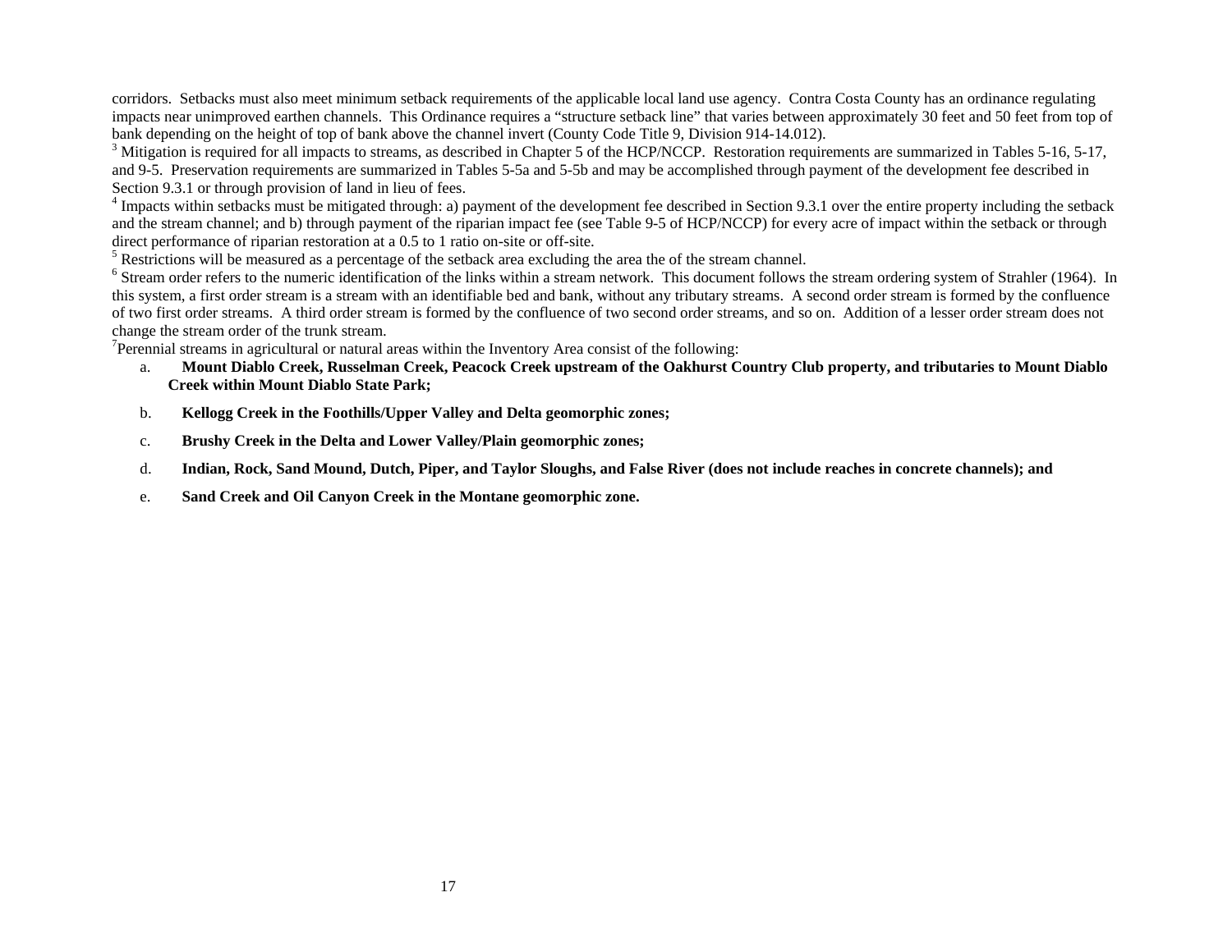corridors. Setbacks must also meet minimum setback requirements of the applicable local land use agency. Contra Costa County has an ordinance regulating impacts near unimproved earthen channels. This Ordinance requires a "structure setback line" that varies between approximately 30 feet and 50 feet from top of bank depending on the height of top of bank above the channel invert (County Code Title 9, Division 914-14.012).

[3] Mitigation is required for all impacts to streams, as described in Chapter 5 of the HCP/NCCP. Restoration requirements are summarized in Tables 5-16, 5-17, and 9-5. Preservation requirements are summarized in Tables 5-5a and 5-5b and may be accomplished through payment of the development fee described in Section 9.3.1 or through provision of land in lieu of fees.

[4] Impacts within setbacks must be mitigated through: a) payment of the development fee described in Section 9.3.1 over the entire property including the setback and the stream channel; and b) through payment of the riparian impact fee (see Table 9-5 of HCP/NCCP) for every acre of impact within the setback or through direct performance of riparian restoration at a 0.5 to 1 ratio on-site or off-site.

[5] Restrictions will be measured as a percentage of the setback area excluding the area the of the stream channel.

[6] Stream order refers to the numeric identification of the links within a stream network. This document follows the stream ordering system of Strahler (1964). In this system, a first order stream is a stream with an identifiable bed and bank, without any tributary streams. A second order stream is formed by the confluence of two first order streams. A third order stream is formed by the confluence of two second order streams, and so on. Addition of a lesser order stream does not change the stream order of the trunk stream.

[7] Perennial streams in agricultural or natural areas within the Inventory Area consist of the following:

a. **Mount Diablo Creek, Russelman Creek, Peacock Creek upstream of the Oakhurst Country Club property, and tributaries to Mount Diablo Creek within Mount Diablo State Park;**

b. **Kellogg Creek in the Foothills/Upper Valley and Delta geomorphic zones;**

c. **Brushy Creek in the Delta and Lower Valley/Plain geomorphic zones;**

d. **Indian, Rock, Sand Mound, Dutch, Piper, and Taylor Sloughs, and False River (does not include reaches in concrete channels); and**

e. **Sand Creek and Oil Canyon Creek in the Montane geomorphic zone.**